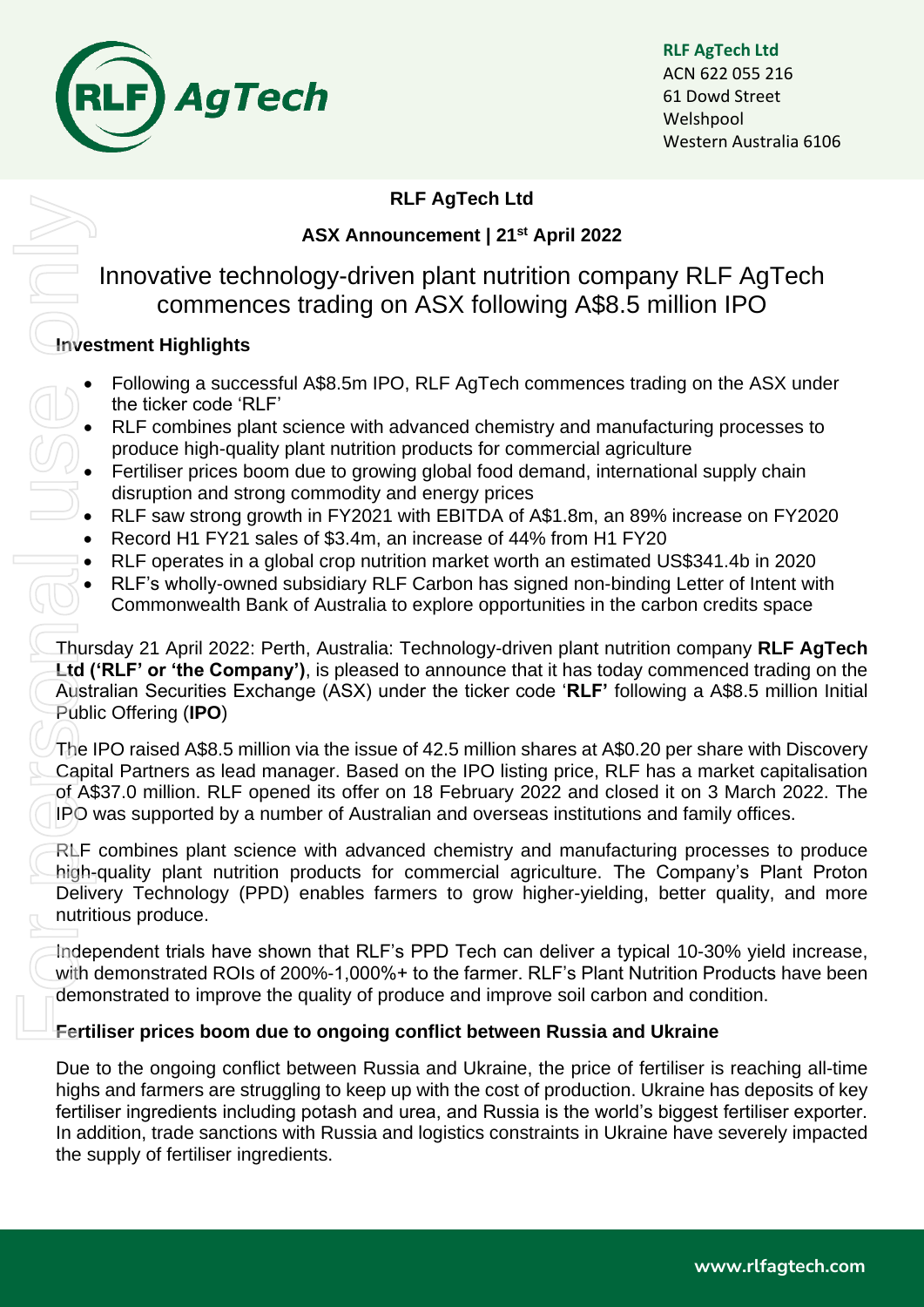**RLF AgTech Ltd**
ACN 622 055 216
61 Dowd Street
Welshpool
Western Australia 6106

**RLF AgTech Ltd**

**ASX Announcement | 21st April 2022**

# Innovative technology-driven plant nutrition company RLF AgTech commences trading on ASX following A$8.5 million IPO

## Investment Highlights

- Following a successful A$8.5m IPO, RLF AgTech commences trading on the ASX under the ticker code 'RLF'
- RLF combines plant science with advanced chemistry and manufacturing processes to produce high-quality plant nutrition products for commercial agriculture
- Fertiliser prices boom due to growing global food demand, international supply chain disruption and strong commodity and energy prices
- RLF saw strong growth in FY2021 with EBITDA of A$1.8m, an 89% increase on FY2020
- Record H1 FY21 sales of $3.4m, an increase of 44% from H1 FY20
- RLF operates in a global crop nutrition market worth an estimated US$341.4b in 2020
- RLF's wholly-owned subsidiary RLF Carbon has signed non-binding Letter of Intent with Commonwealth Bank of Australia to explore opportunities in the carbon credits space

Thursday 21 April 2022: Perth, Australia: Technology-driven plant nutrition company **RLF AgTech Ltd ('RLF' or 'the Company')**, is pleased to announce that it has today commenced trading on the Australian Securities Exchange (ASX) under the ticker code '**RLF**' following a A$8.5 million Initial Public Offering (**IPO**)

The IPO raised A$8.5 million via the issue of 42.5 million shares at A$0.20 per share with Discovery Capital Partners as lead manager. Based on the IPO listing price, RLF has a market capitalisation of A$37.0 million. RLF opened its offer on 18 February 2022 and closed it on 3 March 2022. The IPO was supported by a number of Australian and overseas institutions and family offices.

RLF combines plant science with advanced chemistry and manufacturing processes to produce high-quality plant nutrition products for commercial agriculture. The Company's Plant Proton Delivery Technology (PPD) enables farmers to grow higher-yielding, better quality, and more nutritious produce.

Independent trials have shown that RLF's PPD Tech can deliver a typical 10-30% yield increase, with demonstrated ROIs of 200%-1,000%+ to the farmer. RLF's Plant Nutrition Products have been demonstrated to improve the quality of produce and improve soil carbon and condition.

## Fertiliser prices boom due to ongoing conflict between Russia and Ukraine

Due to the ongoing conflict between Russia and Ukraine, the price of fertiliser is reaching all-time highs and farmers are struggling to keep up with the cost of production. Ukraine has deposits of key fertiliser ingredients including potash and urea, and Russia is the world's biggest fertiliser exporter. In addition, trade sanctions with Russia and logistics constraints in Ukraine have severely impacted the supply of fertiliser ingredients.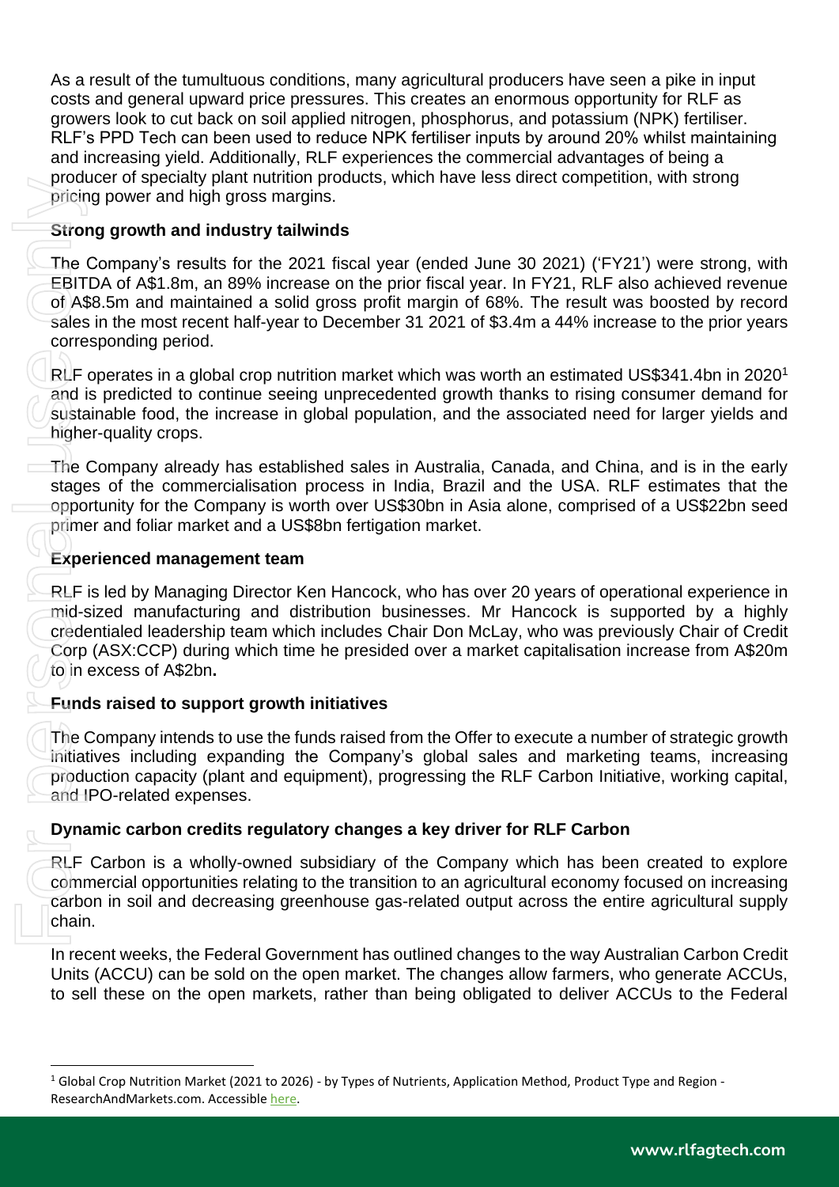As a result of the tumultuous conditions, many agricultural producers have seen a pike in input costs and general upward price pressures. This creates an enormous opportunity for RLF as growers look to cut back on soil applied nitrogen, phosphorus, and potassium (NPK) fertiliser. RLF's PPD Tech can been used to reduce NPK fertiliser inputs by around 20% whilst maintaining and increasing yield. Additionally, RLF experiences the commercial advantages of being a producer of specialty plant nutrition products, which have less direct competition, with strong pricing power and high gross margins.

**Strong growth and industry tailwinds**

The Company's results for the 2021 fiscal year (ended June 30 2021) ('FY21') were strong, with EBITDA of A$1.8m, an 89% increase on the prior fiscal year. In FY21, RLF also achieved revenue of A$8.5m and maintained a solid gross profit margin of 68%. The result was boosted by record sales in the most recent half-year to December 31 2021 of $3.4m a 44% increase to the prior years corresponding period.

RLF operates in a global crop nutrition market which was worth an estimated US$341.4bn in 2020[1] and is predicted to continue seeing unprecedented growth thanks to rising consumer demand for sustainable food, the increase in global population, and the associated need for larger yields and higher-quality crops.

The Company already has established sales in Australia, Canada, and China, and is in the early stages of the commercialisation process in India, Brazil and the USA. RLF estimates that the opportunity for the Company is worth over US$30bn in Asia alone, comprised of a US$22bn seed primer and foliar market and a US$8bn fertigation market.

**Experienced management team**

RLF is led by Managing Director Ken Hancock, who has over 20 years of operational experience in mid-sized manufacturing and distribution businesses. Mr Hancock is supported by a highly credentialed leadership team which includes Chair Don McLay, who was previously Chair of Credit Corp (ASX:CCP) during which time he presided over a market capitalisation increase from A$20m to in excess of A$2bn**.**

**Funds raised to support growth initiatives**

The Company intends to use the funds raised from the Offer to execute a number of strategic growth initiatives including expanding the Company's global sales and marketing teams, increasing production capacity (plant and equipment), progressing the RLF Carbon Initiative, working capital, and IPO-related expenses.

**Dynamic carbon credits regulatory changes a key driver for RLF Carbon**

RLF Carbon is a wholly-owned subsidiary of the Company which has been created to explore commercial opportunities relating to the transition to an agricultural economy focused on increasing carbon in soil and decreasing greenhouse gas-related output across the entire agricultural supply chain.

In recent weeks, the Federal Government has outlined changes to the way Australian Carbon Credit Units (ACCU) can be sold on the open market. The changes allow farmers, who generate ACCUs, to sell these on the open markets, rather than being obligated to deliver ACCUs to the Federal

---

[1] Global Crop Nutrition Market (2021 to 2026) - by Types of Nutrients, Application Method, Product Type and Region - ResearchAndMarkets.com. Accessible here.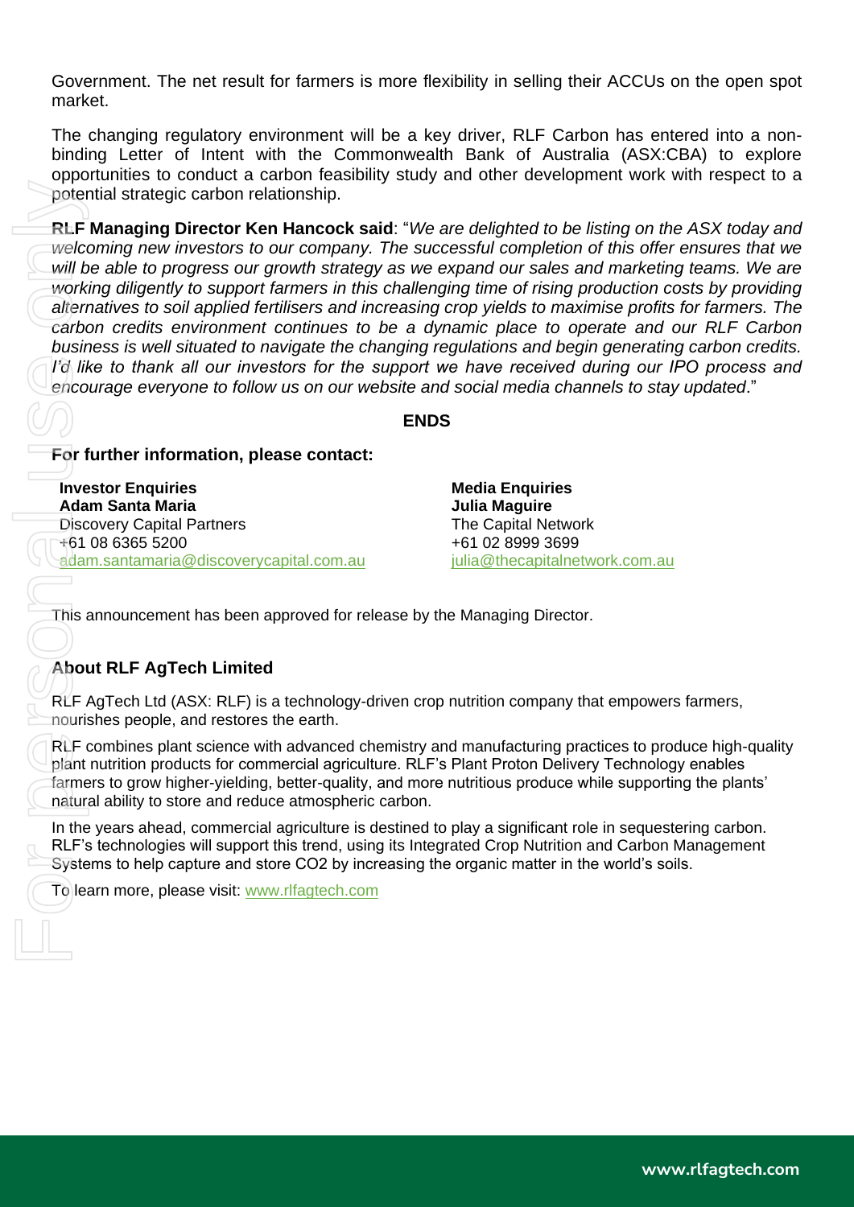Government. The net result for farmers is more flexibility in selling their ACCUs on the open spot market.

The changing regulatory environment will be a key driver, RLF Carbon has entered into a non-binding Letter of Intent with the Commonwealth Bank of Australia (ASX:CBA) to explore opportunities to conduct a carbon feasibility study and other development work with respect to a potential strategic carbon relationship.

**RLF Managing Director Ken Hancock said**: "*We are delighted to be listing on the ASX today and welcoming new investors to our company. The successful completion of this offer ensures that we will be able to progress our growth strategy as we expand our sales and marketing teams. We are working diligently to support farmers in this challenging time of rising production costs by providing alternatives to soil applied fertilisers and increasing crop yields to maximise profits for farmers. The carbon credits environment continues to be a dynamic place to operate and our RLF Carbon business is well situated to navigate the changing regulations and begin generating carbon credits. I'd like to thank all our investors for the support we have received during our IPO process and encourage everyone to follow us on our website and social media channels to stay updated*."

**ENDS**

**For further information, please contact:**

**Investor Enquiries**
**Adam Santa Maria**
Discovery Capital Partners
+61 08 6365 5200
adam.santamaria@discoverycapital.com.au

**Media Enquiries**
**Julia Maguire**
The Capital Network
+61 02 8999 3699
julia@thecapitalnetwork.com.au

This announcement has been approved for release by the Managing Director.

## About RLF AgTech Limited

RLF AgTech Ltd (ASX: RLF) is a technology-driven crop nutrition company that empowers farmers, nourishes people, and restores the earth.

RLF combines plant science with advanced chemistry and manufacturing practices to produce high-quality plant nutrition products for commercial agriculture. RLF's Plant Proton Delivery Technology enables farmers to grow higher-yielding, better-quality, and more nutritious produce while supporting the plants' natural ability to store and reduce atmospheric carbon.

In the years ahead, commercial agriculture is destined to play a significant role in sequestering carbon. RLF's technologies will support this trend, using its Integrated Crop Nutrition and Carbon Management Systems to help capture and store $CO_2$ by increasing the organic matter in the world's soils.

To learn more, please visit: www.rlfagtech.com